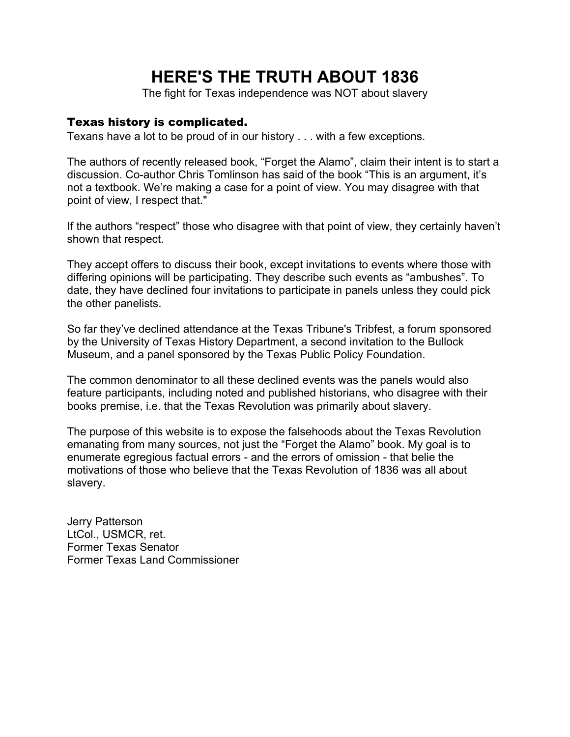# HERE'S THE TRUTH ABOUT 1836

The fight for Texas independence was NOT about slavery

**Texas history is complicated.**

Texans have a lot to be proud of in our history . . . with a few exceptions.

The authors of recently released book, “Forget the Alamo”, claim their intent is to start a discussion. Co-author Chris Tomlinson has said of the book “This is an argument, it’s not a textbook. We’re making a case for a point of view. You may disagree with that point of view, I respect that."

If the authors “respect” those who disagree with that point of view, they certainly haven’t shown that respect.

They accept offers to discuss their book, except invitations to events where those with differing opinions will be participating. They describe such events as “ambushes”. To date, they have declined four invitations to participate in panels unless they could pick the other panelists.

So far they’ve declined attendance at the Texas Tribune's Tribfest, a forum sponsored by the University of Texas History Department, a second invitation to the Bullock Museum, and a panel sponsored by the Texas Public Policy Foundation.

The common denominator to all these declined events was the panels would also feature participants, including noted and published historians, who disagree with their books premise, i.e. that the Texas Revolution was primarily about slavery.

The purpose of this website is to expose the falsehoods about the Texas Revolution emanating from many sources, not just the “Forget the Alamo” book. My goal is to enumerate egregious factual errors - and the errors of omission - that belie the motivations of those who believe that the Texas Revolution of 1836 was all about slavery.

Jerry Patterson  
LtCol., USMCR, ret.  
Former Texas Senator  
Former Texas Land Commissioner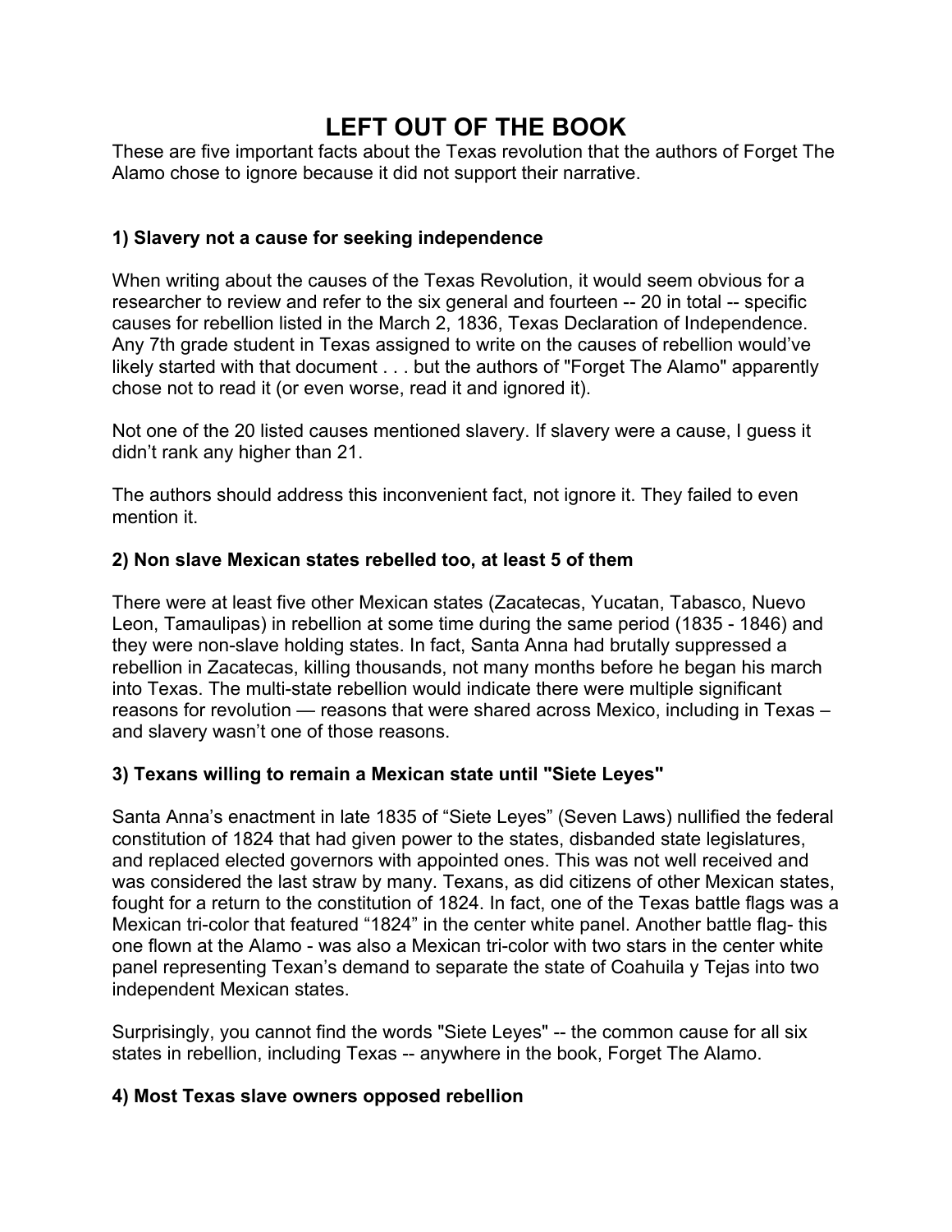# LEFT OUT OF THE BOOK

These are five important facts about the Texas revolution that the authors of Forget The Alamo chose to ignore because it did not support their narrative.

### 1) Slavery not a cause for seeking independence

When writing about the causes of the Texas Revolution, it would seem obvious for a researcher to review and refer to the six general and fourteen -- 20 in total -- specific causes for rebellion listed in the March 2, 1836, Texas Declaration of Independence. Any 7th grade student in Texas assigned to write on the causes of rebellion would've likely started with that document . . . but the authors of "Forget The Alamo" apparently chose not to read it (or even worse, read it and ignored it).

Not one of the 20 listed causes mentioned slavery. If slavery were a cause, I guess it didn't rank any higher than 21.

The authors should address this inconvenient fact, not ignore it. They failed to even mention it.

### 2) Non slave Mexican states rebelled too, at least 5 of them

There were at least five other Mexican states (Zacatecas, Yucatan, Tabasco, Nuevo Leon, Tamaulipas) in rebellion at some time during the same period (1835 - 1846) and they were non-slave holding states. In fact, Santa Anna had brutally suppressed a rebellion in Zacatecas, killing thousands, not many months before he began his march into Texas. The multi-state rebellion would indicate there were multiple significant reasons for revolution — reasons that were shared across Mexico, including in Texas – and slavery wasn't one of those reasons.

### 3) Texans willing to remain a Mexican state until "Siete Leyes"

Santa Anna's enactment in late 1835 of "Siete Leyes" (Seven Laws) nullified the federal constitution of 1824 that had given power to the states, disbanded state legislatures, and replaced elected governors with appointed ones. This was not well received and was considered the last straw by many. Texans, as did citizens of other Mexican states, fought for a return to the constitution of 1824. In fact, one of the Texas battle flags was a Mexican tri-color that featured "1824" in the center white panel. Another battle flag- this one flown at the Alamo - was also a Mexican tri-color with two stars in the center white panel representing Texan's demand to separate the state of Coahuila y Tejas into two independent Mexican states.

Surprisingly, you cannot find the words "Siete Leyes" -- the common cause for all six states in rebellion, including Texas -- anywhere in the book, Forget The Alamo.

### 4) Most Texas slave owners opposed rebellion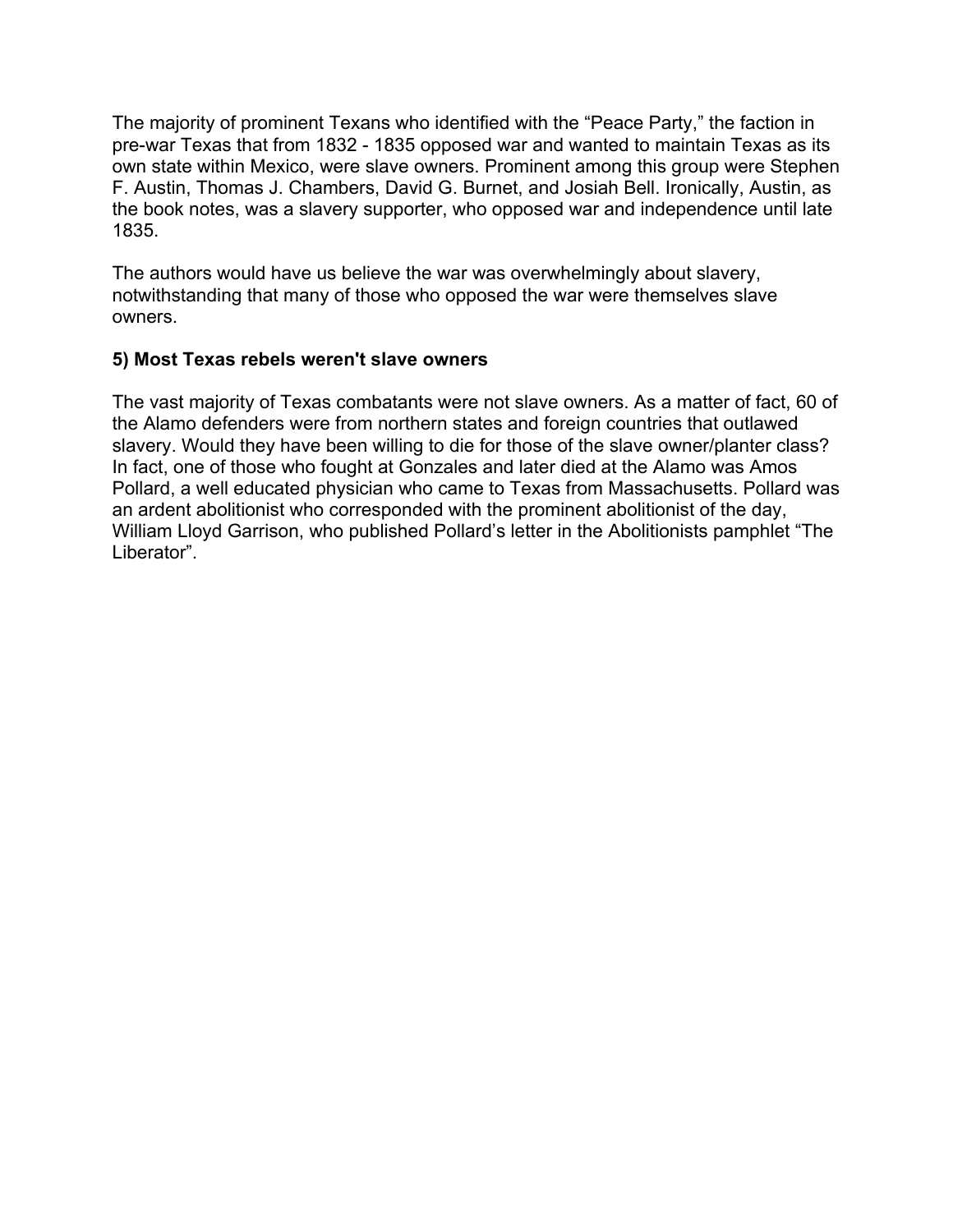The majority of prominent Texans who identified with the "Peace Party," the faction in pre-war Texas that from 1832 - 1835 opposed war and wanted to maintain Texas as its own state within Mexico, were slave owners. Prominent among this group were Stephen F. Austin, Thomas J. Chambers, David G. Burnet, and Josiah Bell. Ironically, Austin, as the book notes, was a slavery supporter, who opposed war and independence until late 1835.

The authors would have us believe the war was overwhelmingly about slavery, notwithstanding that many of those who opposed the war were themselves slave owners.

**5) Most Texas rebels weren't slave owners**

The vast majority of Texas combatants were not slave owners. As a matter of fact, 60 of the Alamo defenders were from northern states and foreign countries that outlawed slavery. Would they have been willing to die for those of the slave owner/planter class? In fact, one of those who fought at Gonzales and later died at the Alamo was Amos Pollard, a well educated physician who came to Texas from Massachusetts. Pollard was an ardent abolitionist who corresponded with the prominent abolitionist of the day, William Lloyd Garrison, who published Pollard's letter in the Abolitionists pamphlet "The Liberator".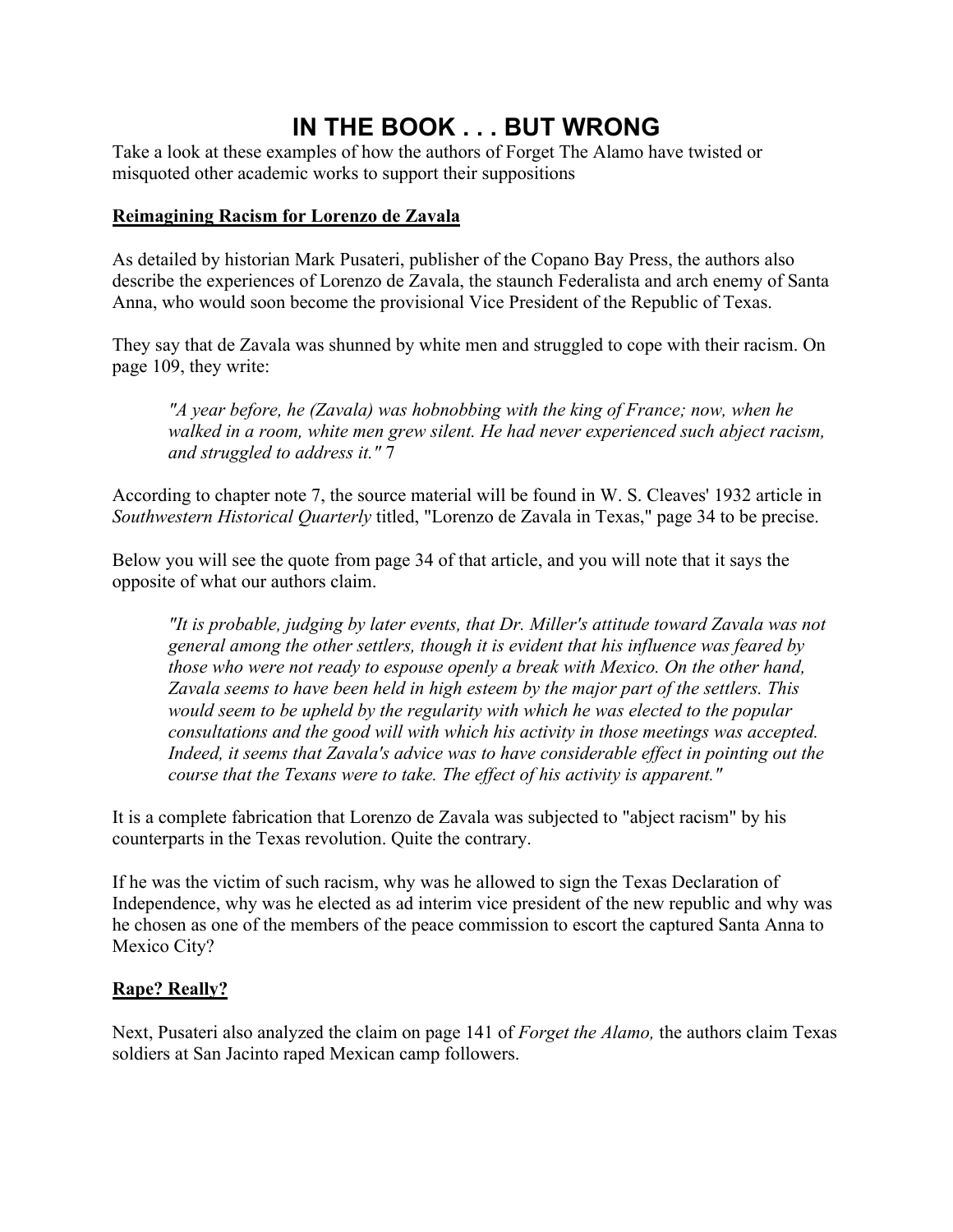# IN THE BOOK . . . BUT WRONG

Take a look at these examples of how the authors of Forget The Alamo have twisted or misquoted other academic works to support their suppositions

**Reimagining Racism for Lorenzo de Zavala**

As detailed by historian Mark Pusateri, publisher of the Copano Bay Press, the authors also describe the experiences of Lorenzo de Zavala, the staunch Federalista and arch enemy of Santa Anna, who would soon become the provisional Vice President of the Republic of Texas.

They say that de Zavala was shunned by white men and struggled to cope with their racism. On page 109, they write:

> *"A year before, he (Zavala) was hobnobbing with the king of France; now, when he walked in a room, white men grew silent. He had never experienced such abject racism, and struggled to address it."* 7

According to chapter note 7, the source material will be found in W. S. Cleaves' 1932 article in *Southwestern Historical Quarterly* titled, "Lorenzo de Zavala in Texas," page 34 to be precise.

Below you will see the quote from page 34 of that article, and you will note that it says the opposite of what our authors claim.

> *"It is probable, judging by later events, that Dr. Miller's attitude toward Zavala was not general among the other settlers, though it is evident that his influence was feared by those who were not ready to espouse openly a break with Mexico. On the other hand, Zavala seems to have been held in high esteem by the major part of the settlers. This would seem to be upheld by the regularity with which he was elected to the popular consultations and the good will with which his activity in those meetings was accepted. Indeed, it seems that Zavala's advice was to have considerable effect in pointing out the course that the Texans were to take. The effect of his activity is apparent."*

It is a complete fabrication that Lorenzo de Zavala was subjected to "abject racism" by his counterparts in the Texas revolution. Quite the contrary.

If he was the victim of such racism, why was he allowed to sign the Texas Declaration of Independence, why was he elected as ad interim vice president of the new republic and why was he chosen as one of the members of the peace commission to escort the captured Santa Anna to Mexico City?

**Rape? Really?**

Next, Pusateri also analyzed the claim on page 141 of *Forget the Alamo,* the authors claim Texas soldiers at San Jacinto raped Mexican camp followers.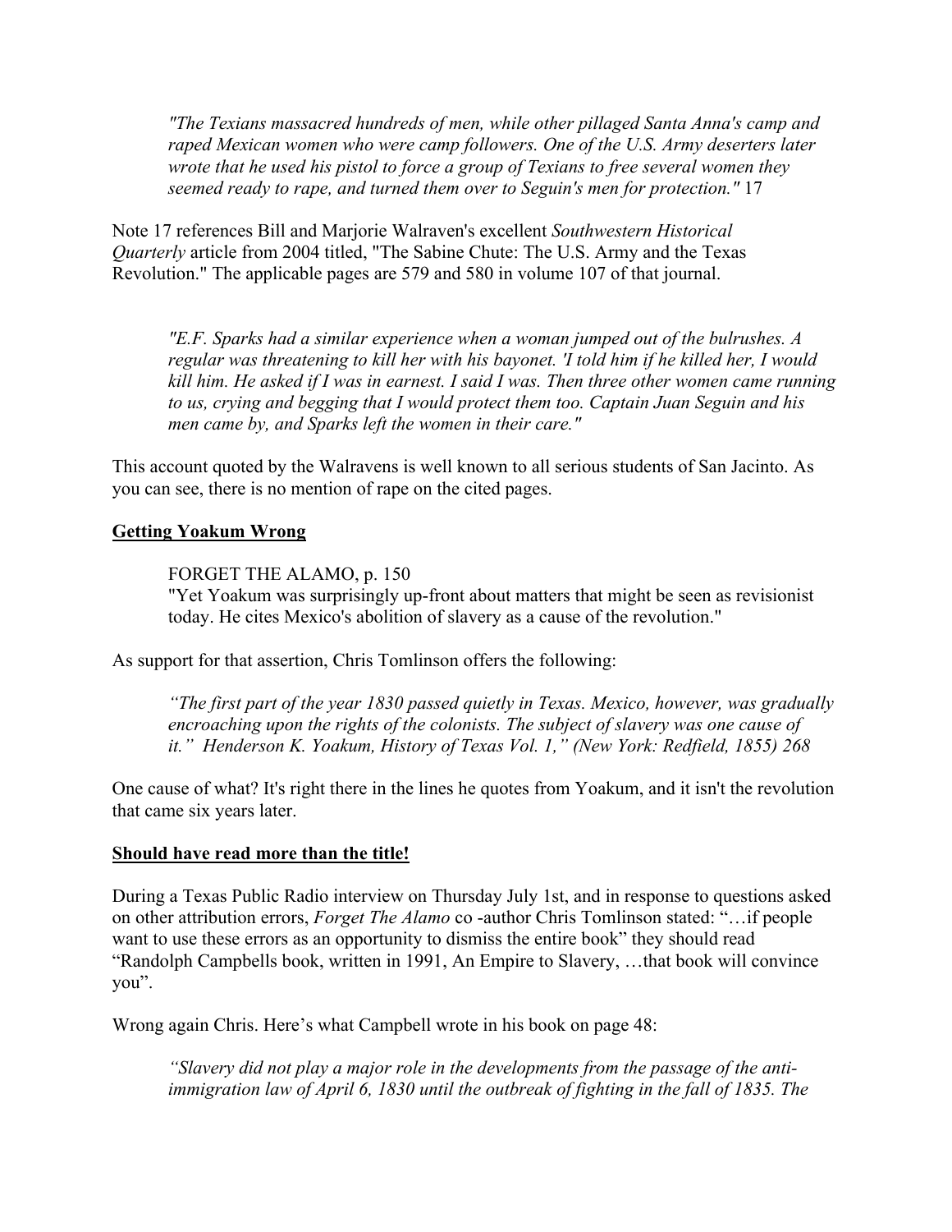> *"The Texians massacred hundreds of men, while other pillaged Santa Anna's camp and raped Mexican women who were camp followers. One of the U.S. Army deserters later wrote that he used his pistol to force a group of Texians to free several women they seemed ready to rape, and turned them over to Seguin's men for protection."* 17

Note 17 references Bill and Marjorie Walraven's excellent *Southwestern Historical Quarterly* article from 2004 titled, "The Sabine Chute: The U.S. Army and the Texas Revolution." The applicable pages are 579 and 580 in volume 107 of that journal.

> *"E.F. Sparks had a similar experience when a woman jumped out of the bulrushes. A regular was threatening to kill her with his bayonet. 'I told him if he killed her, I would kill him. He asked if I was in earnest. I said I was. Then three other women came running to us, crying and begging that I would protect them too. Captain Juan Seguin and his men came by, and Sparks left the women in their care."*

This account quoted by the Walravens is well known to all serious students of San Jacinto. As you can see, there is no mention of rape on the cited pages.

**<u>Getting Yoakum Wrong</u>**

> FORGET THE ALAMO, p. 150
> "Yet Yoakum was surprisingly up-front about matters that might be seen as revisionist today. He cites Mexico's abolition of slavery as a cause of the revolution."

As support for that assertion, Chris Tomlinson offers the following:

> *"The first part of the year 1830 passed quietly in Texas. Mexico, however, was gradually encroaching upon the rights of the colonists. The subject of slavery was one cause of it." Henderson K. Yoakum, History of Texas Vol. 1," (New York: Redfield, 1855) 268*

One cause of what? It's right there in the lines he quotes from Yoakum, and it isn't the revolution that came six years later.

**<u>Should have read more than the title!</u>**

During a Texas Public Radio interview on Thursday July 1st, and in response to questions asked on other attribution errors, *Forget The Alamo* co -author Chris Tomlinson stated: "…if people want to use these errors as an opportunity to dismiss the entire book" they should read "Randolph Campbells book, written in 1991, An Empire to Slavery, …that book will convince you".

Wrong again Chris. Here's what Campbell wrote in his book on page 48:

> *"Slavery did not play a major role in the developments from the passage of the anti-immigration law of April 6, 1830 until the outbreak of fighting in the fall of 1835. The*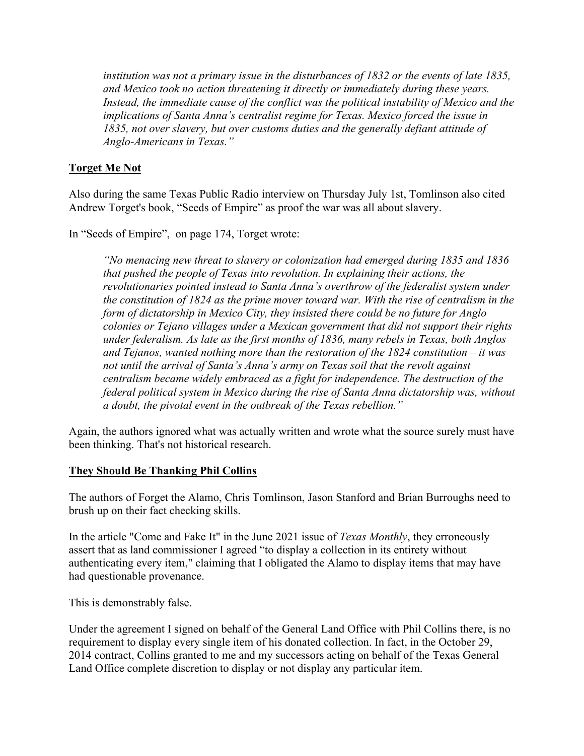*institution was not a primary issue in the disturbances of 1832 or the events of late 1835, and Mexico took no action threatening it directly or immediately during these years. Instead, the immediate cause of the conflict was the political instability of Mexico and the implications of Santa Anna's centralist regime for Texas. Mexico forced the issue in 1835, not over slavery, but over customs duties and the generally defiant attitude of Anglo-Americans in Texas."*

## **Torget Me Not**

Also during the same Texas Public Radio interview on Thursday July 1st, Tomlinson also cited Andrew Torget's book, "Seeds of Empire" as proof the war was all about slavery.

In "Seeds of Empire", on page 174, Torget wrote:

> *"No menacing new threat to slavery or colonization had emerged during 1835 and 1836 that pushed the people of Texas into revolution. In explaining their actions, the revolutionaries pointed instead to Santa Anna's overthrow of the federalist system under the constitution of 1824 as the prime mover toward war. With the rise of centralism in the form of dictatorship in Mexico City, they insisted there could be no future for Anglo colonies or Tejano villages under a Mexican government that did not support their rights under federalism. As late as the first months of 1836, many rebels in Texas, both Anglos and Tejanos, wanted nothing more than the restoration of the 1824 constitution – it was not until the arrival of Santa's Anna's army on Texas soil that the revolt against centralism became widely embraced as a fight for independence. The destruction of the federal political system in Mexico during the rise of Santa Anna dictatorship was, without a doubt, the pivotal event in the outbreak of the Texas rebellion."*

Again, the authors ignored what was actually written and wrote what the source surely must have been thinking. That's not historical research.

## **They Should Be Thanking Phil Collins**

The authors of Forget the Alamo, Chris Tomlinson, Jason Stanford and Brian Burroughs need to brush up on their fact checking skills.

In the article "Come and Fake It" in the June 2021 issue of *Texas Monthly*, they erroneously assert that as land commissioner I agreed "to display a collection in its entirety without authenticating every item," claiming that I obligated the Alamo to display items that may have had questionable provenance.

This is demonstrably false.

Under the agreement I signed on behalf of the General Land Office with Phil Collins there, is no requirement to display every single item of his donated collection. In fact, in the October 29, 2014 contract, Collins granted to me and my successors acting on behalf of the Texas General Land Office complete discretion to display or not display any particular item.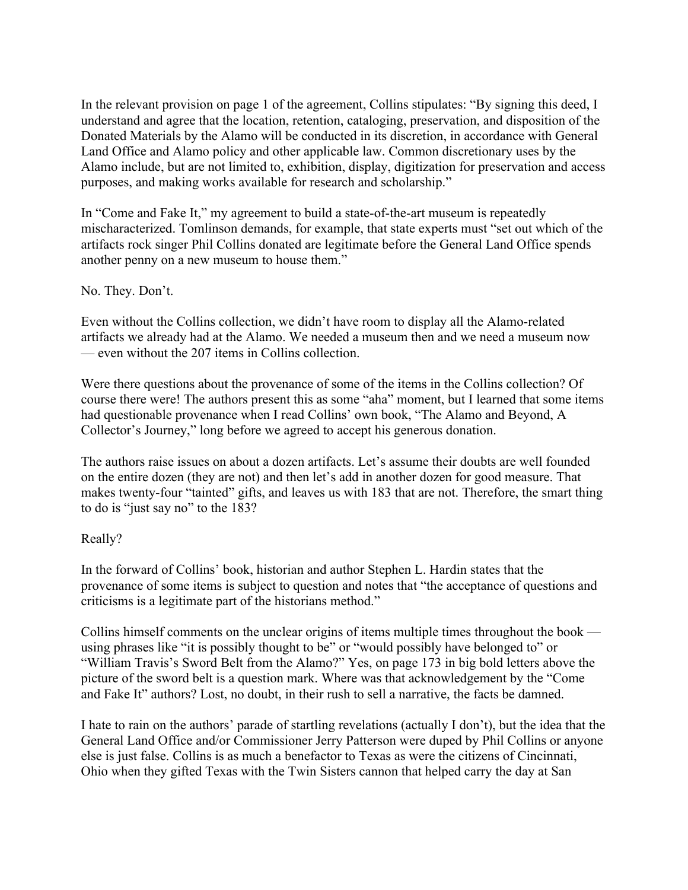In the relevant provision on page 1 of the agreement, Collins stipulates: "By signing this deed, I understand and agree that the location, retention, cataloging, preservation, and disposition of the Donated Materials by the Alamo will be conducted in its discretion, in accordance with General Land Office and Alamo policy and other applicable law. Common discretionary uses by the Alamo include, but are not limited to, exhibition, display, digitization for preservation and access purposes, and making works available for research and scholarship."

In "Come and Fake It," my agreement to build a state-of-the-art museum is repeatedly mischaracterized. Tomlinson demands, for example, that state experts must "set out which of the artifacts rock singer Phil Collins donated are legitimate before the General Land Office spends another penny on a new museum to house them."

No. They. Don't.

Even without the Collins collection, we didn't have room to display all the Alamo-related artifacts we already had at the Alamo. We needed a museum then and we need a museum now — even without the 207 items in Collins collection.

Were there questions about the provenance of some of the items in the Collins collection? Of course there were! The authors present this as some "aha" moment, but I learned that some items had questionable provenance when I read Collins' own book, "The Alamo and Beyond, A Collector's Journey," long before we agreed to accept his generous donation.

The authors raise issues on about a dozen artifacts. Let's assume their doubts are well founded on the entire dozen (they are not) and then let's add in another dozen for good measure. That makes twenty-four "tainted" gifts, and leaves us with 183 that are not. Therefore, the smart thing to do is "just say no" to the 183?

Really?

In the forward of Collins' book, historian and author Stephen L. Hardin states that the provenance of some items is subject to question and notes that "the acceptance of questions and criticisms is a legitimate part of the historians method."

Collins himself comments on the unclear origins of items multiple times throughout the book — using phrases like "it is possibly thought to be" or "would possibly have belonged to" or "William Travis's Sword Belt from the Alamo?" Yes, on page 173 in big bold letters above the picture of the sword belt is a question mark. Where was that acknowledgement by the "Come and Fake It" authors? Lost, no doubt, in their rush to sell a narrative, the facts be damned.

I hate to rain on the authors' parade of startling revelations (actually I don't), but the idea that the General Land Office and/or Commissioner Jerry Patterson were duped by Phil Collins or anyone else is just false. Collins is as much a benefactor to Texas as were the citizens of Cincinnati, Ohio when they gifted Texas with the Twin Sisters cannon that helped carry the day at San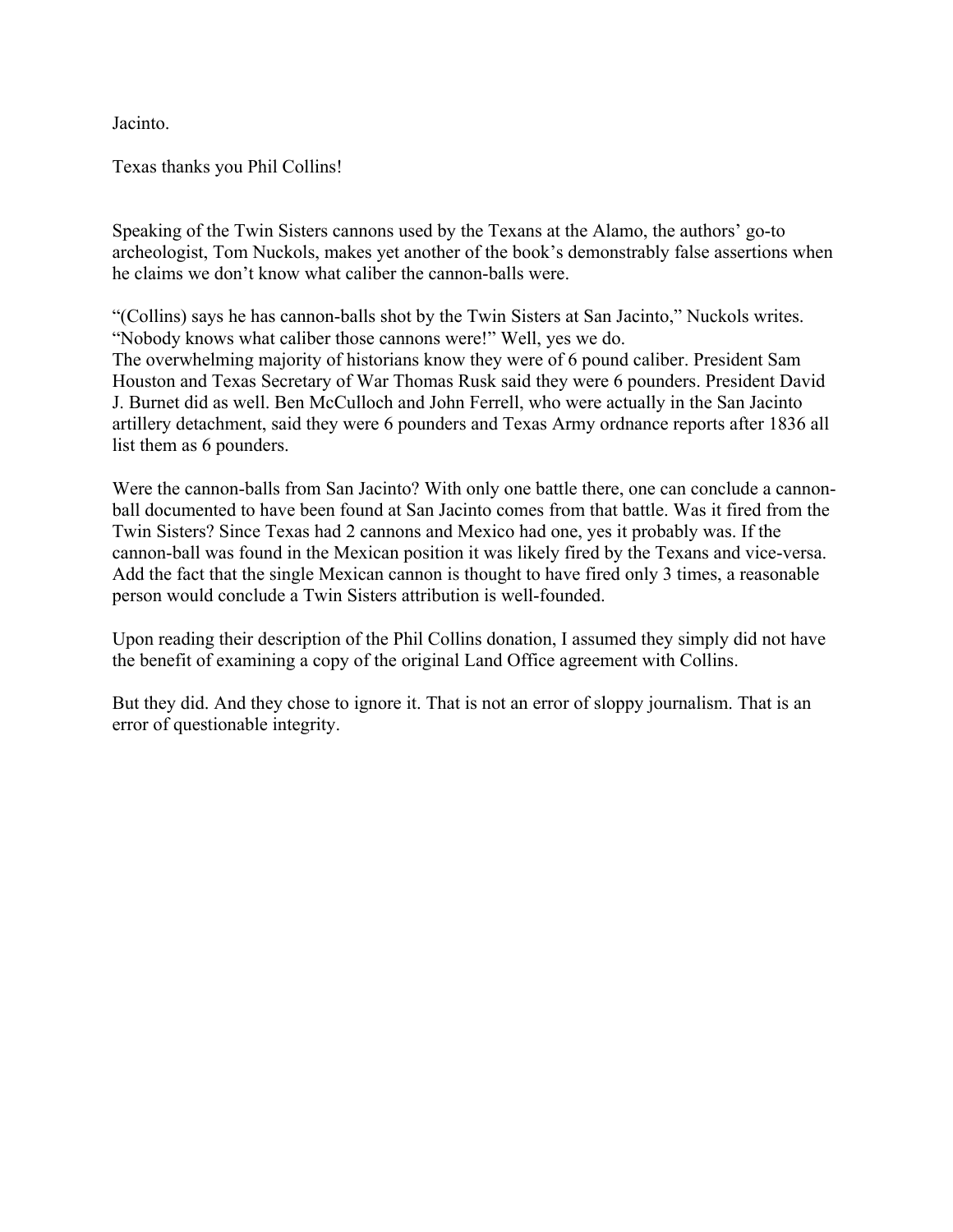Jacinto.

Texas thanks you Phil Collins!

Speaking of the Twin Sisters cannons used by the Texans at the Alamo, the authors' go-to archeologist, Tom Nuckols, makes yet another of the book's demonstrably false assertions when he claims we don't know what caliber the cannon-balls were.

"(Collins) says he has cannon-balls shot by the Twin Sisters at San Jacinto," Nuckols writes. "Nobody knows what caliber those cannons were!" Well, yes we do.
The overwhelming majority of historians know they were of 6 pound caliber. President Sam Houston and Texas Secretary of War Thomas Rusk said they were 6 pounders. President David J. Burnet did as well. Ben McCulloch and John Ferrell, who were actually in the San Jacinto artillery detachment, said they were 6 pounders and Texas Army ordnance reports after 1836 all list them as 6 pounders.

Were the cannon-balls from San Jacinto? With only one battle there, one can conclude a cannon-ball documented to have been found at San Jacinto comes from that battle. Was it fired from the Twin Sisters? Since Texas had 2 cannons and Mexico had one, yes it probably was. If the cannon-ball was found in the Mexican position it was likely fired by the Texans and vice-versa. Add the fact that the single Mexican cannon is thought to have fired only 3 times, a reasonable person would conclude a Twin Sisters attribution is well-founded.

Upon reading their description of the Phil Collins donation, I assumed they simply did not have the benefit of examining a copy of the original Land Office agreement with Collins.

But they did. And they chose to ignore it. That is not an error of sloppy journalism. That is an error of questionable integrity.